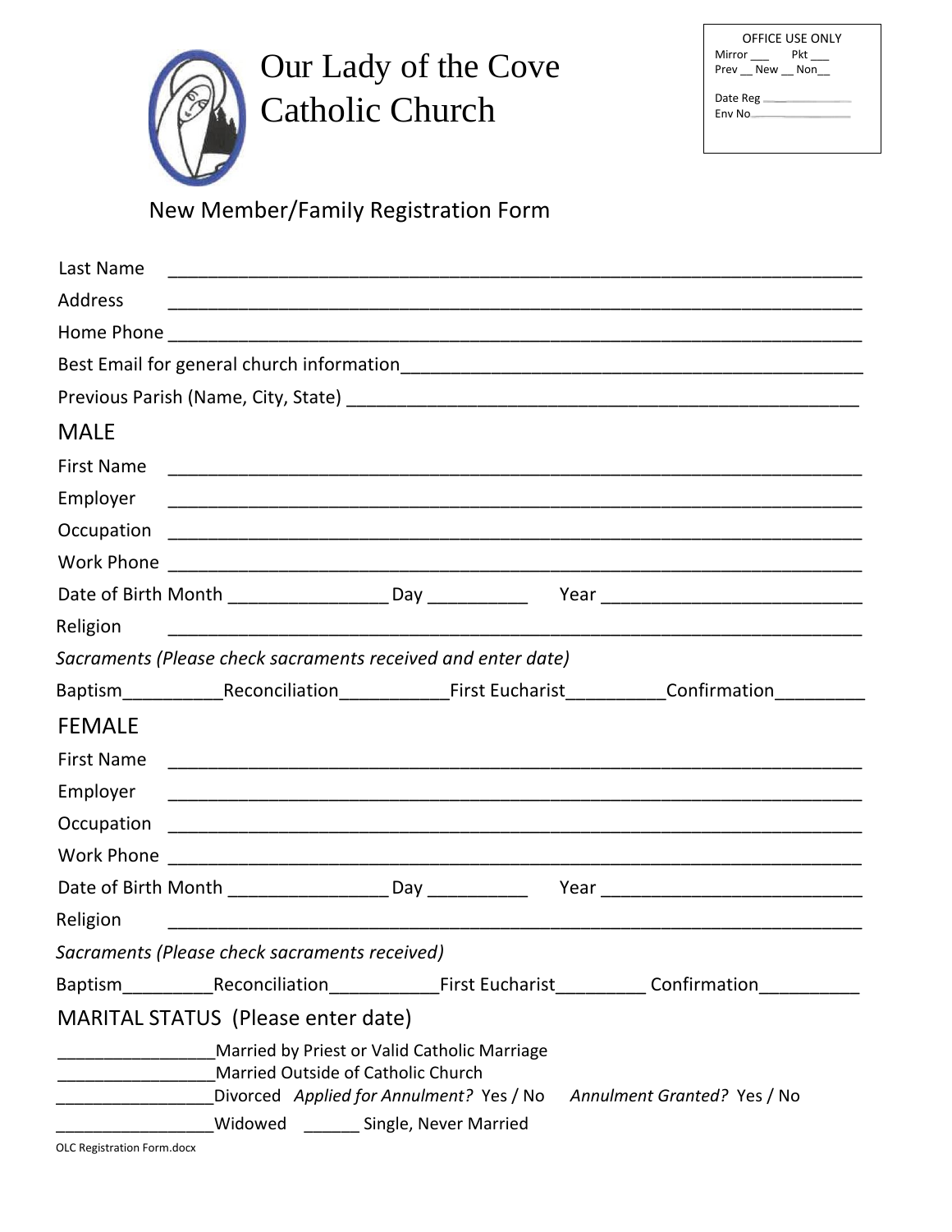# Our Lady of the Cove Catholic Church

OFFICE USE ONLY
Mirror ___ Pkt ___
Prev __ New __ Non__

Date Reg ____________
Env No____________

## New Member/Family Registration Form

Last Name ______________________________________________________________

Address ______________________________________________________________

Home Phone ______________________________________________________________

Best Email for general church information______________________________________

Previous Parish (Name, City, State) ___________________________________________

## MALE

First Name ______________________________________________________________

Employer ______________________________________________________________

Occupation ______________________________________________________________

Work Phone ______________________________________________________________

Date of Birth Month ________________ Day __________ Year __________________________

Religion ______________________________________________________________

*Sacraments (Please check sacraments received and enter date)*

Baptism__________Reconciliation__________First Eucharist_________Confirmation_________

## FEMALE

First Name ______________________________________________________________

Employer ______________________________________________________________

Occupation ______________________________________________________________

Work Phone ______________________________________________________________

Date of Birth Month ________________ Day __________ Year __________________________

Religion ______________________________________________________________

*Sacraments (Please check sacraments received)*

Baptism_________Reconciliation__________First Eucharist_________ Confirmation__________

## MARITAL STATUS (Please enter date)

________________Married by Priest or Valid Catholic Marriage
________________Married Outside of Catholic Church
________________Divorced *Applied for Annulment?* Yes / No *Annulment Granted?* Yes / No
________________Widowed ______ Single, Never Married

OLC Registration Form.docx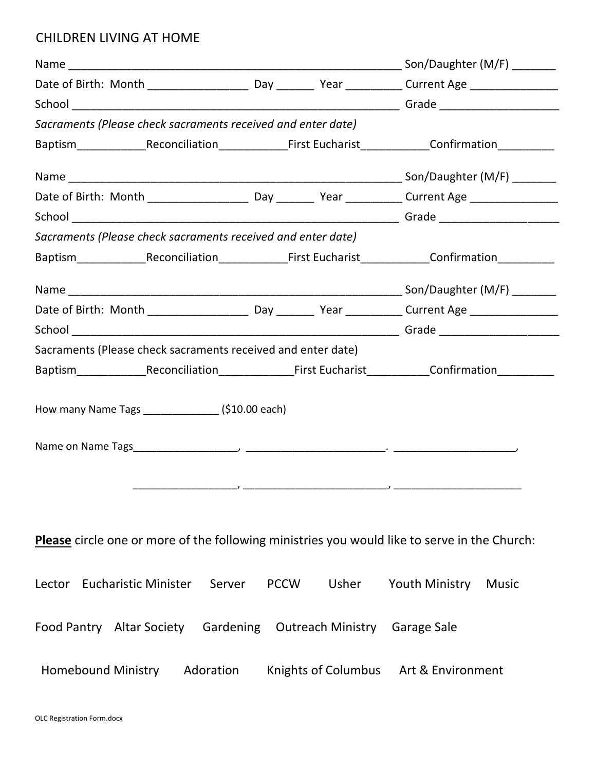## CHILDREN LIVING AT HOME

Name ______________________________________________________ Son/Daughter (M/F) _______

Date of Birth: Month ________________ Day ______ Year _________ Current Age ______________

School _____________________________________________________ Grade ___________________

*Sacraments (Please check sacraments received and enter date)*

Baptism___________Reconciliation___________First Eucharist___________Confirmation_________

Name ______________________________________________________ Son/Daughter (M/F) _______

Date of Birth: Month ________________ Day ______ Year _________ Current Age ______________

School _____________________________________________________ Grade ___________________

*Sacraments (Please check sacraments received and enter date)*

Baptism___________Reconciliation___________First Eucharist___________Confirmation_________

Name ______________________________________________________ Son/Daughter (M/F) _______

Date of Birth: Month ________________ Day ______ Year _________ Current Age ______________

School _____________________________________________________ Grade ___________________

Sacraments (Please check sacraments received and enter date)

Baptism___________Reconciliation____________First Eucharist__________Confirmation_________

How many Name Tags _____________ ($10.00 each)

Name on Name Tags__________________, ________________________. ____________________,

__________________, ________________________, _____________________

**<u>Please</u>** circle one or more of the following ministries you would like to serve in the Church:

Lector   Eucharistic Minister   Server   PCCW   Usher   Youth Ministry   Music

Food Pantry   Altar Society   Gardening   Outreach Ministry   Garage Sale

Homebound Ministry   Adoration   Knights of Columbus   Art & Environment

OLC Registration Form.docx